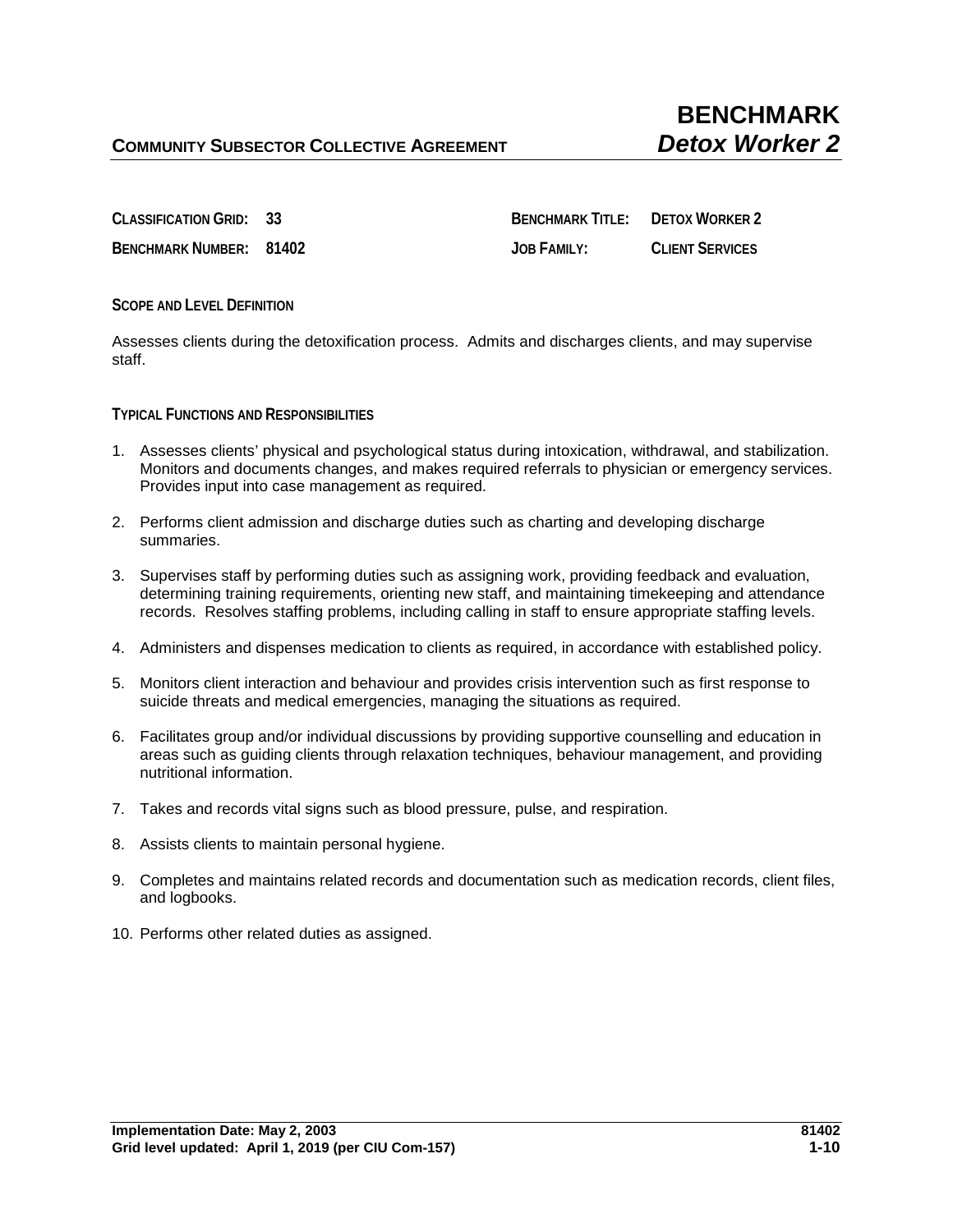# BENCHMARK

**COMMUNITY SUBSECTOR COLLECTIVE AGREEMENT** ***Detox Worker 2***

**CLASSIFICATION GRID:** **33**

**BENCHMARK NUMBER:** **81402**

**BENCHMARK TITLE:** **DETOX WORKER 2**

**JOB FAMILY:** **CLIENT SERVICES**

## SCOPE AND LEVEL DEFINITION

Assesses clients during the detoxification process. Admits and discharges clients, and may supervise staff.

## TYPICAL FUNCTIONS AND RESPONSIBILITIES

1. Assesses clients' physical and psychological status during intoxication, withdrawal, and stabilization. Monitors and documents changes, and makes required referrals to physician or emergency services. Provides input into case management as required.
2. Performs client admission and discharge duties such as charting and developing discharge summaries.
3. Supervises staff by performing duties such as assigning work, providing feedback and evaluation, determining training requirements, orienting new staff, and maintaining timekeeping and attendance records. Resolves staffing problems, including calling in staff to ensure appropriate staffing levels.
4. Administers and dispenses medication to clients as required, in accordance with established policy.
5. Monitors client interaction and behaviour and provides crisis intervention such as first response to suicide threats and medical emergencies, managing the situations as required.
6. Facilitates group and/or individual discussions by providing supportive counselling and education in areas such as guiding clients through relaxation techniques, behaviour management, and providing nutritional information.
7. Takes and records vital signs such as blood pressure, pulse, and respiration.
8. Assists clients to maintain personal hygiene.
9. Completes and maintains related records and documentation such as medication records, client files, and logbooks.
10. Performs other related duties as assigned.

**Implementation Date: May 2, 2003**
**Grid level updated: April 1, 2019 (per CIU Com-157)**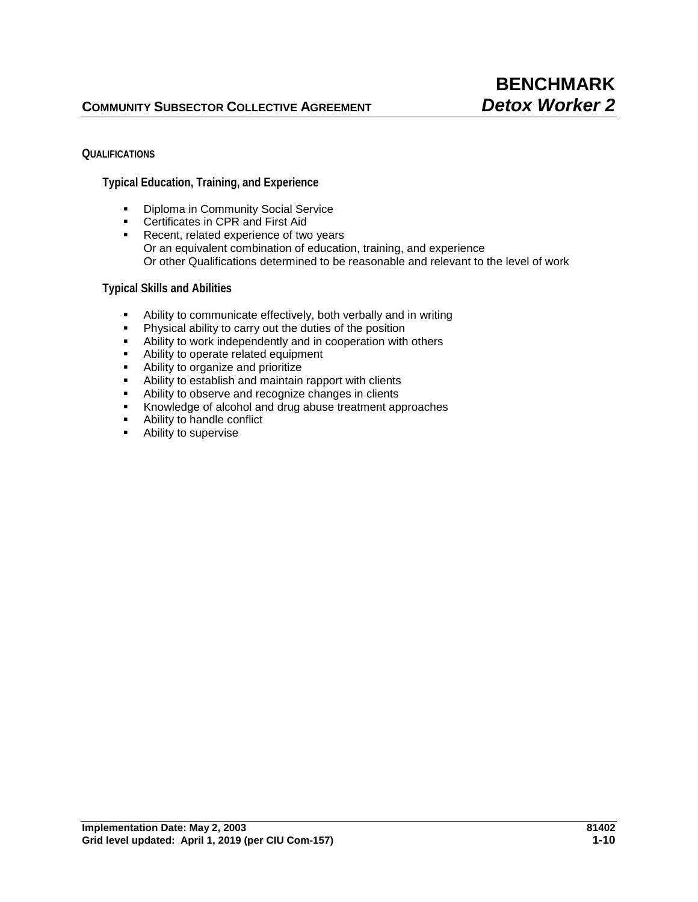**QUALIFICATIONS**

**Typical Education, Training, and Experience**

- Diploma in Community Social Service
- Certificates in CPR and First Aid
- Recent, related experience of two years
  Or an equivalent combination of education, training, and experience
  Or other Qualifications determined to be reasonable and relevant to the level of work

**Typical Skills and Abilities**

- Ability to communicate effectively, both verbally and in writing
- Physical ability to carry out the duties of the position
- Ability to work independently and in cooperation with others
- Ability to operate related equipment
- Ability to organize and prioritize
- Ability to establish and maintain rapport with clients
- Ability to observe and recognize changes in clients
- Knowledge of alcohol and drug abuse treatment approaches
- Ability to handle conflict
- Ability to supervise

**Implementation Date: May 2, 2003** **81402**
**Grid level updated: April 1, 2019 (per CIU Com-157)** **1-10**